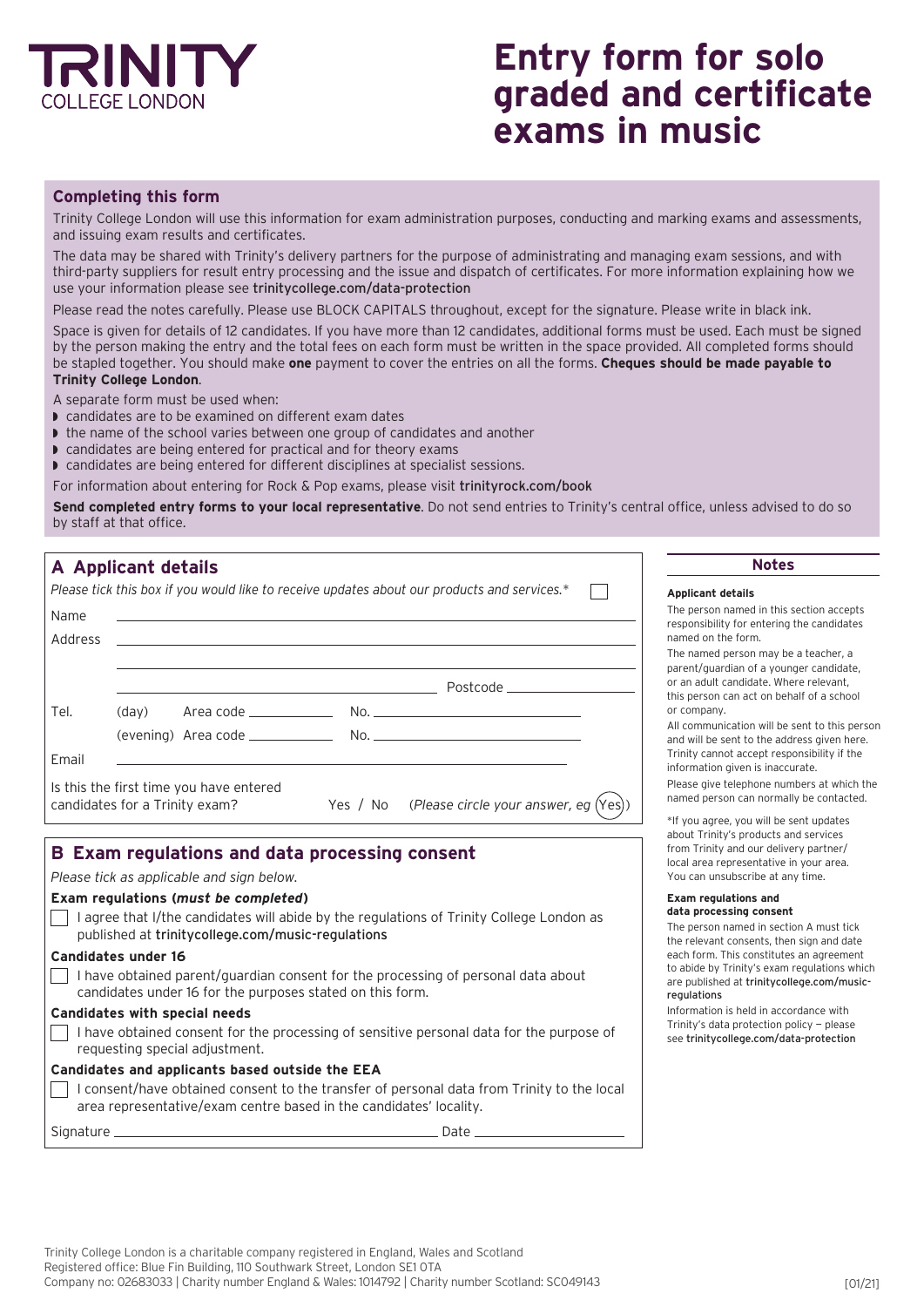TRINITY
COLLEGE LONDON

# Entry form for solo graded and certificate exams in music

## Completing this form

Trinity College London will use this information for exam administration purposes, conducting and marking exams and assessments, and issuing exam results and certificates.

The data may be shared with Trinity's delivery partners for the purpose of administrating and managing exam sessions, and with third-party suppliers for result entry processing and the issue and dispatch of certificates. For more information explaining how we use your information please see trinitycollege.com/data-protection

Please read the notes carefully. Please use BLOCK CAPITALS throughout, except for the signature. Please write in black ink.

Space is given for details of 12 candidates. If you have more than 12 candidates, additional forms must be used. Each must be signed by the person making the entry and the total fees on each form must be written in the space provided. All completed forms should be stapled together. You should make **one** payment to cover the entries on all the forms. **Cheques should be made payable to Trinity College London**.

A separate form must be used when:

- candidates are to be examined on different exam dates
- the name of the school varies between one group of candidates and another
- candidates are being entered for practical and for theory exams
- candidates are being entered for different disciplines at specialist sessions.

For information about entering for Rock & Pop exams, please visit trinityrock.com/book

**Send completed entry forms to your local representative**. Do not send entries to Trinity's central office, unless advised to do so by staff at that office.

## A Applicant details

*Please tick this box if you would like to receive updates about our products and services.** ☐

Name ______________________________

Address ______________________________

______________________________

______________________________ Postcode ____________

Tel. (day) Area code ____________ No. ______________________

(evening) Area code ____________ No. ______________________

Email ______________________________

Is this the first time you have entered candidates for a Trinity exam? Yes / No (*Please circle your answer, eg* (Yes))

## B Exam regulations and data processing consent

*Please tick as applicable and sign below.*

**Exam regulations (*must be completed*)**

☐ I agree that I/the candidates will abide by the regulations of Trinity College London as published at trinitycollege.com/music-regulations

**Candidates under 16**

☐ I have obtained parent/guardian consent for the processing of personal data about candidates under 16 for the purposes stated on this form.

**Candidates with special needs**

☐ I have obtained consent for the processing of sensitive personal data for the purpose of requesting special adjustment.

**Candidates and applicants based outside the EEA**

☐ I consent/have obtained consent to the transfer of personal data from Trinity to the local area representative/exam centre based in the candidates' locality.

Signature ______________________________ Date ____________

## Notes

**Applicant details**

The person named in this section accepts responsibility for entering the candidates named on the form.

The named person may be a teacher, a parent/guardian of a younger candidate, or an adult candidate. Where relevant, this person can act on behalf of a school or company.

All communication will be sent to this person and will be sent to the address given here. Trinity cannot accept responsibility if the information given is inaccurate.

Please give telephone numbers at which the named person can normally be contacted.

*If you agree, you will be sent updates about Trinity's products and services from Trinity and our delivery partner/local area representative in your area. You can unsubscribe at any time.

**Exam regulations and data processing consent**

The person named in section A must tick the relevant consents, then sign and date each form. This constitutes an agreement to abide by Trinity's exam regulations which are published at trinitycollege.com/music-regulations

Information is held in accordance with Trinity's data protection policy — please see trinitycollege.com/data-protection

Trinity College London is a charitable company registered in England, Wales and Scotland
Registered office: Blue Fin Building, 110 Southwark Street, London SE1 0TA
Company no: 02683033 | Charity number England & Wales: 1014792 | Charity number Scotland: SC049143

[01/21]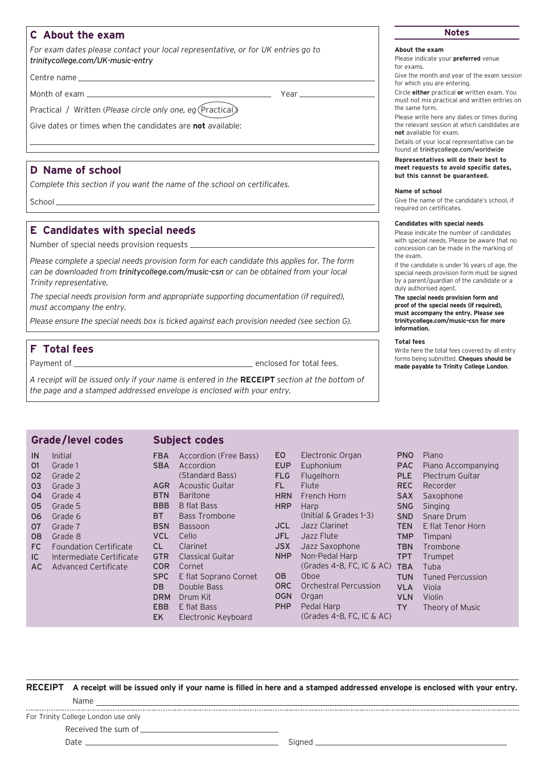## C About the exam

*For exam dates please contact your local representative, or for UK entries go to trinitycollege.com/UK-music-entry*

Centre name ______________________________

Month of exam ______________________ Year ______________

Practical / Written (*Please circle only one, eg* Practical)

Give dates or times when the candidates are **not** available:

______________________________

## D Name of school

*Complete this section if you want the name of the school on certificates.*

School ______________________________

## E Candidates with special needs

Number of special needs provision requests ______________________________

*Please complete a special needs provision form for each candidate this applies for. The form can be downloaded from **trinitycollege.com/music-csn** or can be obtained from your local Trinity representative.*

*The special needs provision form and appropriate supporting documentation (if required), must accompany the entry.*

*Please ensure the special needs box is ticked against each provision needed (see section G).*

## F Total fees

Payment of ______________________ enclosed for total fees.

*A receipt will be issued only if your name is entered in the **RECEIPT** section at the bottom of the page and a stamped addressed envelope is enclosed with your entry.*

### Notes

**About the exam**

Please indicate your **preferred** venue for exams.

Give the month and year of the exam session for which you are entering.

Circle **either** practical **or** written exam. You must not mix practical and written entries on the same form.

Please write here any dates or times during the relevant session at which candidates are **not** available for exam.

Details of your local representative can be found at trinitycollege.com/worldwide

**Representatives will do their best to meet requests to avoid specific dates, but this cannot be guaranteed.**

**Name of school**

Give the name of the candidate's school, if required on certificates.

**Candidates with special needs**

Please indicate the number of candidates with special needs. Please be aware that no concession can be made in the marking of the exam.

If the candidate is under 16 years of age, the special needs provision form must be signed by a parent/guardian of the candidate or a duly authorised agent.

**The special needs provision form and proof of the special needs (if required), must accompany the entry. Please see trinitycollege.com/music-csn for more information.**

**Total fees**

Write here the total fees covered by all entry forms being submitted. **Cheques should be made payable to Trinity College London**.

### Grade/level codes

| Code | Grade/level |
|---|---|
| IN | Initial |
| 01 | Grade 1 |
| 02 | Grade 2 |
| 03 | Grade 3 |
| 04 | Grade 4 |
| 05 | Grade 5 |
| 06 | Grade 6 |
| 07 | Grade 7 |
| 08 | Grade 8 |
| FC | Foundation Certificate |
| IC | Intermediate Certificate |
| AC | Advanced Certificate |

### Subject codes

| Code | Subject |
|---|---|
| FBA | Accordion (Free Bass) |
| SBA | Accordion (Standard Bass) |
| AGR | Acoustic Guitar |
| BTN | Baritone |
| BBB | B flat Bass |
| BT | Bass Trombone |
| BSN | Bassoon |
| VCL | Cello |
| CL | Clarinet |
| GTR | Classical Guitar |
| COR | Cornet |
| SPC | E flat Soprano Cornet |
| DB | Double Bass |
| DRM | Drum Kit |
| EBB | E flat Bass |
| EK | Electronic Keyboard |
| EO | Electronic Organ |
| EUP | Euphonium |
| FLG | Flugelhorn |
| FL | Flute |
| HRN | French Horn |
| HRP | Harp (Initial & Grades 1–3) |
| JCL | Jazz Clarinet |
| JFL | Jazz Flute |
| JSX | Jazz Saxophone |
| NHP | Non-Pedal Harp (Grades 4–8, FC, IC & AC) |
| OB | Oboe |
| ORC | Orchestral Percussion |
| OGN | Organ |
| PHP | Pedal Harp (Grades 4–8, FC, IC & AC) |
| PNO | Piano |
| PAC | Piano Accompanying |
| PLE | Plectrum Guitar |
| REC | Recorder |
| SAX | Saxophone |
| SNG | Singing |
| SND | Snare Drum |
| TEN | E flat Tenor Horn |
| TMP | Timpani |
| TBN | Trombone |
| TPT | Trumpet |
| TBA | Tuba |
| TUN | Tuned Percussion |
| VLA | Viola |
| VLN | Violin |
| TY | Theory of Music |

**RECEIPT** **A receipt will be issued only if your name is filled in here and a stamped addressed envelope is enclosed with your entry.**

Name ______________________________

For Trinity College London use only

Received the sum of ______________________

Date ______________________ Signed ______________________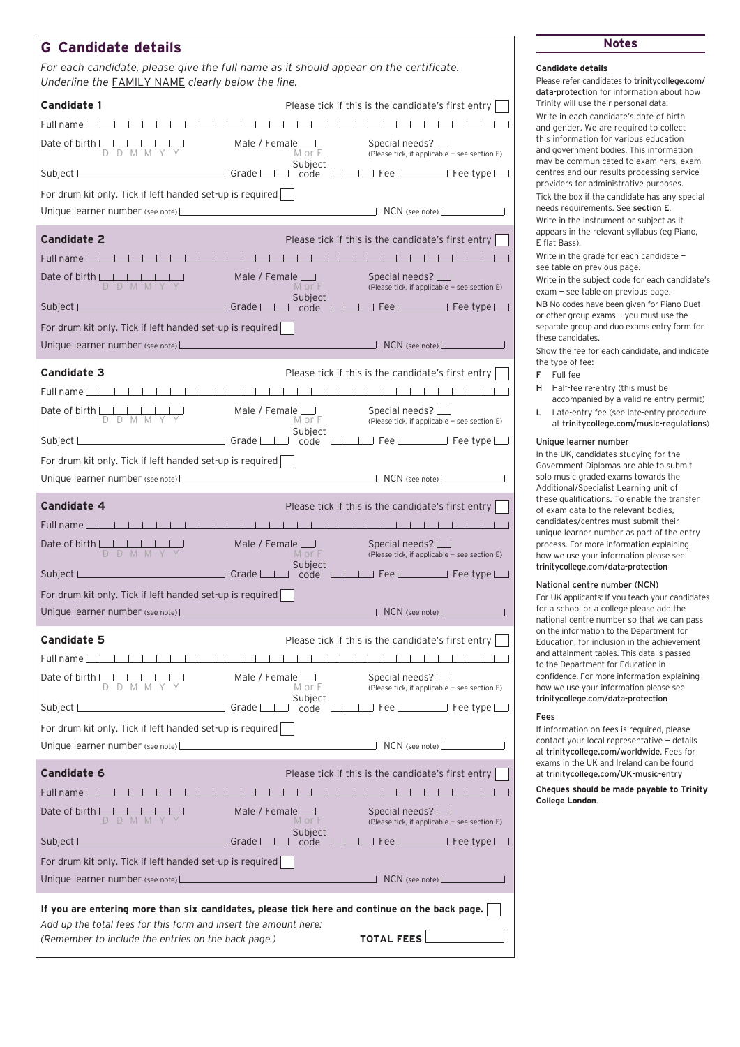## G Candidate details

*For each candidate, please give the full name as it should appear on the certificate. Underline the FAMILY NAME clearly below the line.*

**Candidate 1** Please tick if this is the candidate's first entry ☐

Full name

Date of birth D D M M Y Y Male / Female M or F Special needs? (Please tick, if applicable – see section E)

Subject Grade Subject code Fee Fee type

For drum kit only. Tick if left handed set-up is required ☐

Unique learner number (see note) NCN (see note)

**Candidate 2** Please tick if this is the candidate's first entry ☐

Full name

Date of birth D D M M Y Y Male / Female M or F Special needs? (Please tick, if applicable – see section E)

Subject Grade Subject code Fee Fee type

For drum kit only. Tick if left handed set-up is required ☐

Unique learner number (see note) NCN (see note)

**Candidate 3** Please tick if this is the candidate's first entry ☐

Full name

Date of birth D D M M Y Y Male / Female M or F Special needs? (Please tick, if applicable – see section E)

Subject Grade Subject code Fee Fee type

For drum kit only. Tick if left handed set-up is required ☐

Unique learner number (see note) NCN (see note)

**Candidate 4** Please tick if this is the candidate's first entry ☐

Full name

Date of birth D D M M Y Y Male / Female M or F Special needs? (Please tick, if applicable – see section E)

Subject Grade Subject code Fee Fee type

For drum kit only. Tick if left handed set-up is required ☐

Unique learner number (see note) NCN (see note)

**Candidate 5** Please tick if this is the candidate's first entry ☐

Full name

Date of birth D D M M Y Y Male / Female M or F Special needs? (Please tick, if applicable – see section E)

Subject Grade Subject code Fee Fee type

For drum kit only. Tick if left handed set-up is required ☐

Unique learner number (see note) NCN (see note)

**Candidate 6** Please tick if this is the candidate's first entry ☐

Full name

Date of birth D D M M Y Y Male / Female M or F Special needs? (Please tick, if applicable – see section E)

Subject Grade Subject code Fee Fee type

For drum kit only. Tick if left handed set-up is required ☐

Unique learner number (see note) NCN (see note)

**If you are entering more than six candidates, please tick here and continue on the back page.** ☐

*Add up the total fees for this form and insert the amount here:*
*(Remember to include the entries on the back page.)* **TOTAL FEES**

## Notes

**Candidate details**

Please refer candidates to trinitycollege.com/data-protection for information about how Trinity will use their personal data.

Write in each candidate's date of birth and gender. We are required to collect this information for various education and government bodies. This information may be communicated to examiners, exam centres and our results processing service providers for administrative purposes.

Tick the box if the candidate has any special needs requirements. See section E.

Write in the instrument or subject as it appears in the relevant syllabus (eg Piano, E flat Bass).

Write in the grade for each candidate – see table on previous page.

Write in the subject code for each candidate's exam – see table on previous page.

NB No codes have been given for Piano Duet or other group exams – you must use the separate group and duo exams entry form for these candidates.

Show the fee for each candidate, and indicate the type of fee:

- F Full fee
- H Half-fee re-entry (this must be accompanied by a valid re-entry permit)
- L Late-entry fee (see late-entry procedure at trinitycollege.com/music-regulations)

**Unique learner number**

In the UK, candidates studying for the Government Diplomas are able to submit solo music graded exams towards the Additional/Specialist Learning unit of these qualifications. To enable the transfer of exam data to the relevant bodies, candidates/centres must submit their unique learner number as part of the entry process. For more information explaining how we use your information please see trinitycollege.com/data-protection

**National centre number (NCN)**

For UK applicants: If you teach your candidates for a school or a college please add the national centre number so that we can pass on the information to the Department for Education, for inclusion in the achievement and attainment tables. This data is passed to the Department for Education in confidence. For more information explaining how we use your information please see trinitycollege.com/data-protection

**Fees**

If information on fees is required, please contact your local representative – details at trinitycollege.com/worldwide. Fees for exams in the UK and Ireland can be found at trinitycollege.com/UK-music-entry

**Cheques should be made payable to Trinity College London**.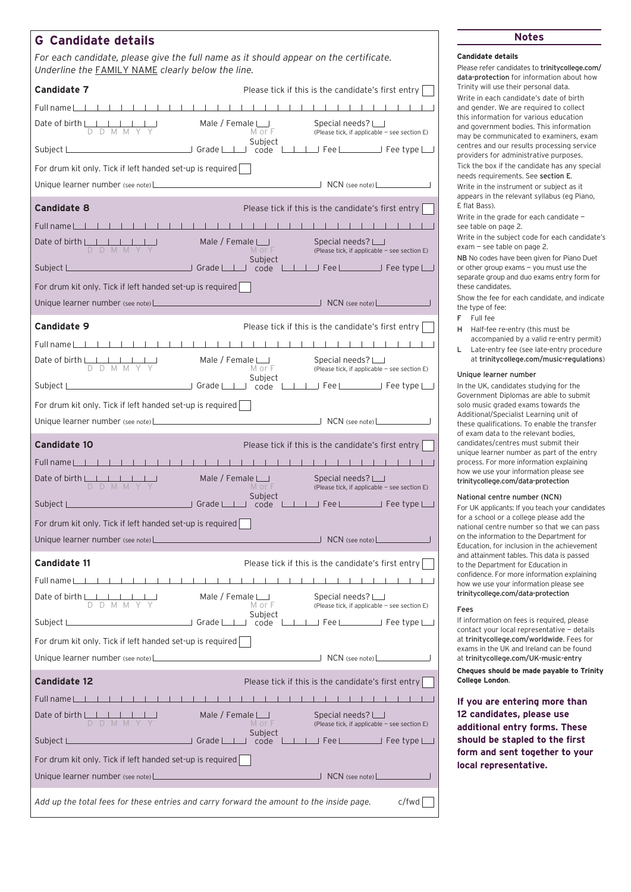## G Candidate details

*For each candidate, please give the full name as it should appear on the certificate. Underline the FAMILY NAME clearly below the line.*

**Candidate 7** — Please tick if this is the candidate's first entry ☐

Full name

Date of birth (D D M M Y Y) — Male / Female (M or F) — Special needs? (Please tick, if applicable – see section E)

Subject — Grade — Subject code — Fee — Fee type

For drum kit only. Tick if left handed set-up is required ☐

Unique learner number (see note) — NCN (see note)

**Candidate 8** — Please tick if this is the candidate's first entry ☐

Full name

Date of birth (D D M M Y Y) — Male / Female (M or F) — Special needs? (Please tick, if applicable – see section E)

Subject — Grade — Subject code — Fee — Fee type

For drum kit only. Tick if left handed set-up is required ☐

Unique learner number (see note) — NCN (see note)

**Candidate 9** — Please tick if this is the candidate's first entry ☐

Full name

Date of birth (D D M M Y Y) — Male / Female (M or F) — Special needs? (Please tick, if applicable – see section E)

Subject — Grade — Subject code — Fee — Fee type

For drum kit only. Tick if left handed set-up is required ☐

Unique learner number (see note) — NCN (see note)

**Candidate 10** — Please tick if this is the candidate's first entry ☐

Full name

Date of birth (D D M M Y Y) — Male / Female (M or F) — Special needs? (Please tick, if applicable – see section E)

Subject — Grade — Subject code — Fee — Fee type

For drum kit only. Tick if left handed set-up is required ☐

Unique learner number (see note) — NCN (see note)

**Candidate 11** — Please tick if this is the candidate's first entry ☐

Full name

Date of birth (D D M M Y Y) — Male / Female (M or F) — Special needs? (Please tick, if applicable – see section E)

Subject — Grade — Subject code — Fee — Fee type

For drum kit only. Tick if left handed set-up is required ☐

Unique learner number (see note) — NCN (see note)

**Candidate 12** — Please tick if this is the candidate's first entry ☐

Full name

Date of birth (D D M M Y Y) — Male / Female (M or F) — Special needs? (Please tick, if applicable – see section E)

Subject — Grade — Subject code — Fee — Fee type

For drum kit only. Tick if left handed set-up is required ☐

Unique learner number (see note) — NCN (see note)

*Add up the total fees for these entries and carry forward the amount to the inside page.* c/fwd ☐

## Notes

**Candidate details**

Please refer candidates to trinitycollege.com/data-protection for information about how Trinity will use their personal data.

Write in each candidate's date of birth and gender. We are required to collect this information for various education and government bodies. This information may be communicated to examiners, exam centres and our results processing service providers for administrative purposes.

Tick the box if the candidate has any special needs requirements. See **section E**.

Write in the instrument or subject as it appears in the relevant syllabus (eg Piano, E flat Bass).

Write in the grade for each candidate – see table on page 2.

Write in the subject code for each candidate's exam – see table on page 2.

**NB** No codes have been given for Piano Duet or other group exams – you must use the separate group and duo exams entry form for these candidates.

Show the fee for each candidate, and indicate the type of fee:

- **F** Full fee
- **H** Half-fee re-entry (this must be accompanied by a valid re-entry permit)
- **L** Late-entry fee (see late-entry procedure at trinitycollege.com/music-regulations)

**Unique learner number**

In the UK, candidates studying for the Government Diplomas are able to submit solo music graded exams towards the Additional/Specialist Learning unit of these qualifications. To enable the transfer of exam data to the relevant bodies, candidates/centres must submit their unique learner number as part of the entry process. For more information explaining how we use your information please see trinitycollege.com/data-protection

**National centre number (NCN)**

For UK applicants: If you teach your candidates for a school or a college please add the national centre number so that we can pass on the information to the Department for Education, for inclusion in the achievement and attainment tables. This data is passed to the Department for Education in confidence. For more information explaining how we use your information please see trinitycollege.com/data-protection

**Fees**

If information on fees is required, please contact your local representative – details at trinitycollege.com/worldwide. Fees for exams in the UK and Ireland can be found at trinitycollege.com/UK-music-entry

**Cheques should be made payable to Trinity College London.**

**If you are entering more than 12 candidates, please use additional entry forms. These should be stapled to the first form and sent together to your local representative.**